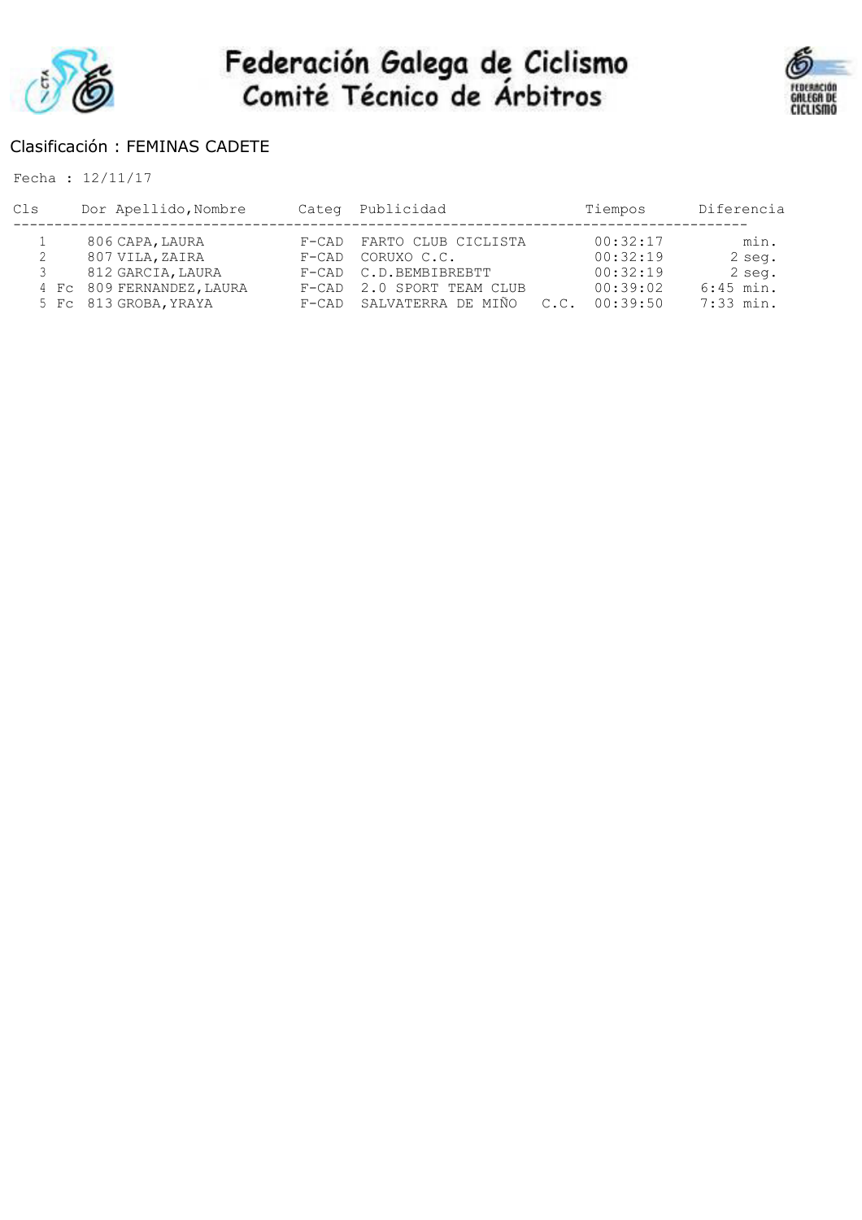# Federación Galega de Ciclismo
## Comité Técnico de Árbitros

Clasificación : FEMINAS CADETE

Fecha : 12/11/17

| Cls | | Dor | Apellido,Nombre | Categ | Publicidad | Tiempos | Diferencia |
|---|---|---|---|---|---|---|---|
| 1 | | 806 | CAPA,LAURA | F-CAD | FARTO CLUB CICLISTA | 00:32:17 | min. |
| 2 | | 807 | VILA,ZAIRA | F-CAD | CORUXO C.C. | 00:32:19 | 2 seg. |
| 3 | | 812 | GARCIA,LAURA | F-CAD | C.D.BEMBIBREBTT | 00:32:19 | 2 seg. |
| 4 | Fc | 809 | FERNANDEZ,LAURA | F-CAD | 2.0 SPORT TEAM CLUB | 00:39:02 | 6:45 min. |
| 5 | Fc | 813 | GROBA,YRAYA | F-CAD | SALVATERRA DE MIÑO C.C. | 00:39:50 | 7:33 min. |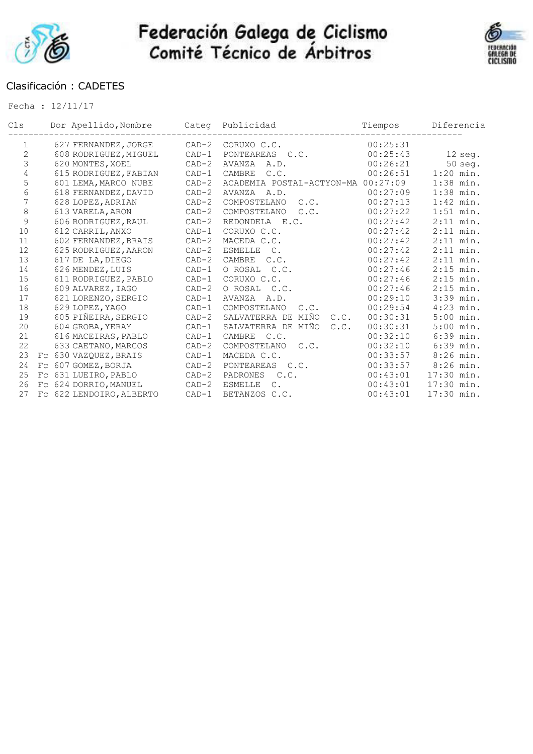# Federación Galega de Ciclismo
## Comité Técnico de Árbitros

Clasificación : CADETES

Fecha : 12/11/17

| Cls | | Dor | Apellido,Nombre | Categ | Publicidad | Tiempos | Diferencia |
|---|---|---|---|---|---|---|---|
| 1 | | 627 | FERNANDEZ,JORGE | CAD-2 | CORUXO C.C. | 00:25:31 | |
| 2 | | 608 | RODRIGUEZ,MIGUEL | CAD-1 | PONTEAREAS C.C. | 00:25:43 | 12 seg. |
| 3 | | 620 | MONTES,XOEL | CAD-2 | AVANZA A.D. | 00:26:21 | 50 seg. |
| 4 | | 615 | RODRIGUEZ,FABIAN | CAD-1 | CAMBRE C.C. | 00:26:51 | 1:20 min. |
| 5 | | 601 | LEMA,MARCO NUBE | CAD-2 | ACADEMIA POSTAL-ACTYON-MA | 00:27:09 | 1:38 min. |
| 6 | | 618 | FERNANDEZ,DAVID | CAD-2 | AVANZA A.D. | 00:27:09 | 1:38 min. |
| 7 | | 628 | LOPEZ,ADRIAN | CAD-2 | COMPOSTELANO C.C. | 00:27:13 | 1:42 min. |
| 8 | | 613 | VARELA,ARON | CAD-2 | COMPOSTELANO C.C. | 00:27:22 | 1:51 min. |
| 9 | | 606 | RODRIGUEZ,RAUL | CAD-2 | REDONDELA E.C. | 00:27:42 | 2:11 min. |
| 10 | | 612 | CARRIL,ANXO | CAD-1 | CORUXO C.C. | 00:27:42 | 2:11 min. |
| 11 | | 602 | FERNANDEZ,BRAIS | CAD-2 | MACEDA C.C. | 00:27:42 | 2:11 min. |
| 12 | | 625 | RODRIGUEZ,AARON | CAD-2 | ESMELLE C. | 00:27:42 | 2:11 min. |
| 13 | | 617 | DE LA,DIEGO | CAD-2 | CAMBRE C.C. | 00:27:42 | 2:11 min. |
| 14 | | 626 | MENDEZ,LUIS | CAD-1 | O ROSAL C.C. | 00:27:46 | 2:15 min. |
| 15 | | 611 | RODRIGUEZ,PABLO | CAD-1 | CORUXO C.C. | 00:27:46 | 2:15 min. |
| 16 | | 609 | ALVAREZ,IAGO | CAD-2 | O ROSAL C.C. | 00:27:46 | 2:15 min. |
| 17 | | 621 | LORENZO,SERGIO | CAD-1 | AVANZA A.D. | 00:29:10 | 3:39 min. |
| 18 | | 629 | LOPEZ,YAGO | CAD-1 | COMPOSTELANO C.C. | 00:29:54 | 4:23 min. |
| 19 | | 605 | PIÑEIRA,SERGIO | CAD-2 | SALVATERRA DE MIÑO C.C. | 00:30:31 | 5:00 min. |
| 20 | | 604 | GROBA,YERAY | CAD-1 | SALVATERRA DE MIÑO C.C. | 00:30:31 | 5:00 min. |
| 21 | | 616 | MACEIRAS,PABLO | CAD-1 | CAMBRE C.C. | 00:32:10 | 6:39 min. |
| 22 | | 633 | CAETANO,MARCOS | CAD-2 | COMPOSTELANO C.C. | 00:32:10 | 6:39 min. |
| 23 | Fc | 630 | VAZQUEZ,BRAIS | CAD-1 | MACEDA C.C. | 00:33:57 | 8:26 min. |
| 24 | Fc | 607 | GOMEZ,BORJA | CAD-2 | PONTEAREAS C.C. | 00:33:57 | 8:26 min. |
| 25 | Fc | 631 | LUEIRO,PABLO | CAD-2 | PADRONES C.C. | 00:43:01 | 17:30 min. |
| 26 | Fc | 624 | DORRIO,MANUEL | CAD-2 | ESMELLE C. | 00:43:01 | 17:30 min. |
| 27 | Fc | 622 | LENDOIRO,ALBERTO | CAD-1 | BETANZOS C.C. | 00:43:01 | 17:30 min. |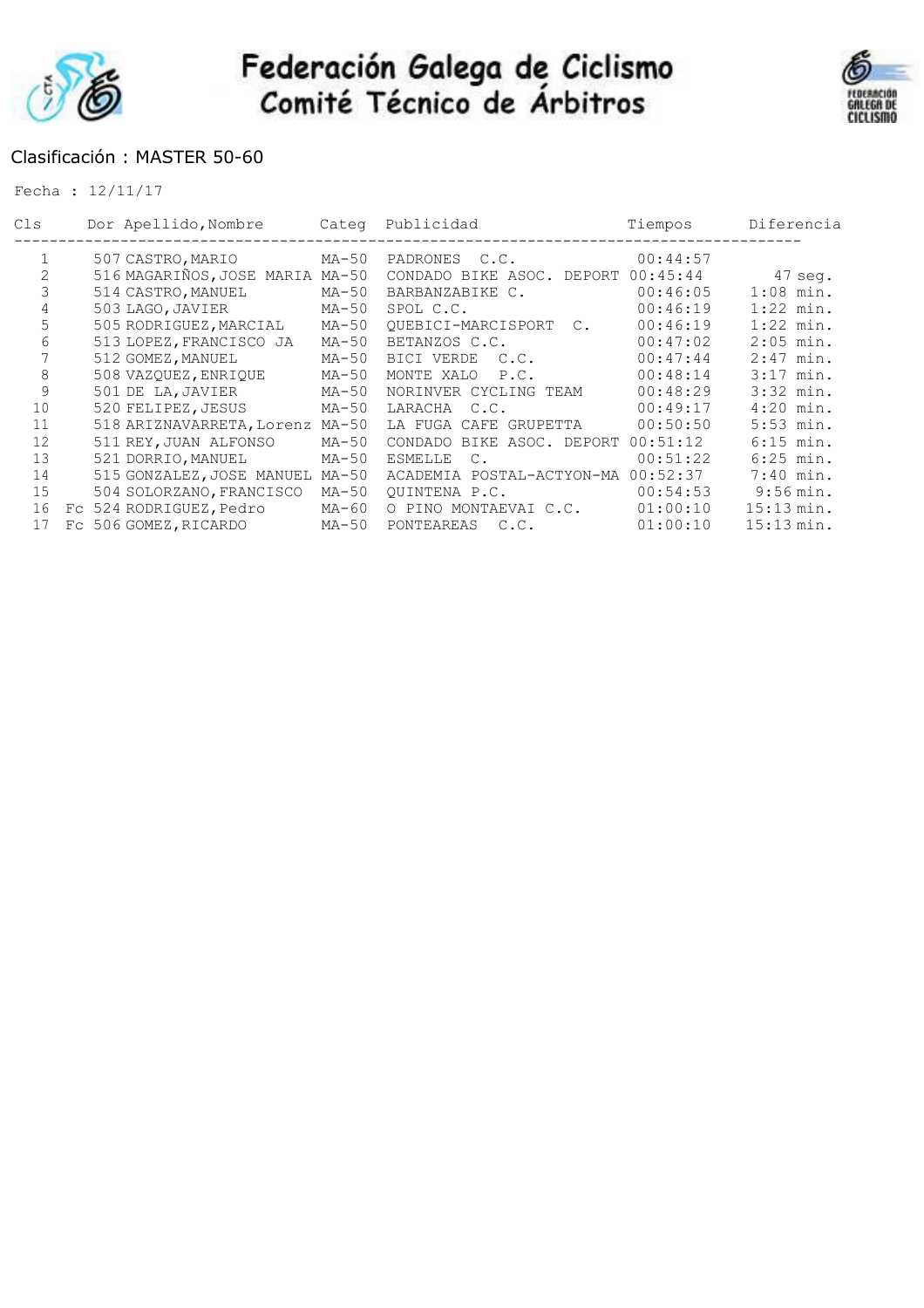# Federación Galega de Ciclismo
## Comité Técnico de Árbitros

Clasificación : MASTER 50-60

Fecha : 12/11/17

| Cls | | Dor | Apellido,Nombre | Categ | Publicidad | Tiempos | Diferencia |
|---|---|---|---|---|---|---|---|
| 1 | | 507 | CASTRO,MARIO | MA-50 | PADRONES C.C. | 00:44:57 | |
| 2 | | 516 | MAGARIÑOS,JOSE MARIA | MA-50 | CONDADO BIKE ASOC. DEPORT | 00:45:44 | 47 seg. |
| 3 | | 514 | CASTRO,MANUEL | MA-50 | BARBANZABIKE C. | 00:46:05 | 1:08 min. |
| 4 | | 503 | LAGO,JAVIER | MA-50 | SPOL C.C. | 00:46:19 | 1:22 min. |
| 5 | | 505 | RODRIGUEZ,MARCIAL | MA-50 | QUEBICI-MARCISPORT C. | 00:46:19 | 1:22 min. |
| 6 | | 513 | LOPEZ,FRANCISCO JA | MA-50 | BETANZOS C.C. | 00:47:02 | 2:05 min. |
| 7 | | 512 | GOMEZ,MANUEL | MA-50 | BICI VERDE C.C. | 00:47:44 | 2:47 min. |
| 8 | | 508 | VAZQUEZ,ENRIQUE | MA-50 | MONTE XALO P.C. | 00:48:14 | 3:17 min. |
| 9 | | 501 | DE LA,JAVIER | MA-50 | NORINVER CYCLING TEAM | 00:48:29 | 3:32 min. |
| 10 | | 520 | FELIPEZ,JESUS | MA-50 | LARACHA C.C. | 00:49:17 | 4:20 min. |
| 11 | | 518 | ARIZNAVARRETA,Lorenz | MA-50 | LA FUGA CAFE GRUPETTA | 00:50:50 | 5:53 min. |
| 12 | | 511 | REY,JUAN ALFONSO | MA-50 | CONDADO BIKE ASOC. DEPORT | 00:51:12 | 6:15 min. |
| 13 | | 521 | DORRIO,MANUEL | MA-50 | ESMELLE C. | 00:51:22 | 6:25 min. |
| 14 | | 515 | GONZALEZ,JOSE MANUEL | MA-50 | ACADEMIA POSTAL-ACTYON-MA | 00:52:37 | 7:40 min. |
| 15 | | 504 | SOLORZANO,FRANCISCO | MA-50 | QUINTENA P.C. | 00:54:53 | 9:56 min. |
| 16 | Fc | 524 | RODRIGUEZ,Pedro | MA-60 | O PINO MONTAEVAI C.C. | 01:00:10 | 15:13 min. |
| 17 | Fc | 506 | GOMEZ,RICARDO | MA-50 | PONTEAREAS C.C. | 01:00:10 | 15:13 min. |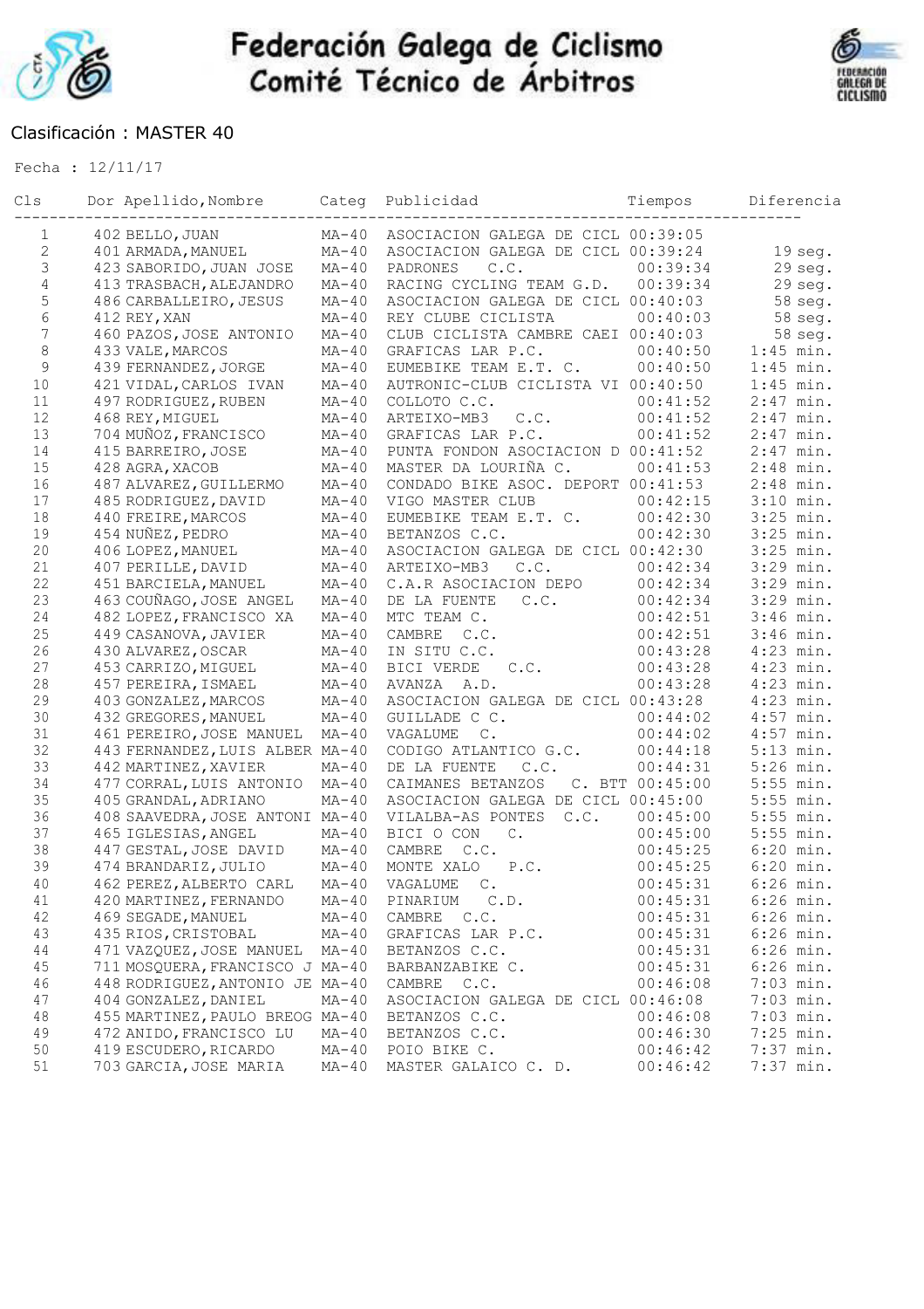# Federación Galega de Ciclismo
## Comité Técnico de Árbitros

Clasificación : MASTER 40

Fecha : 12/11/17

| Cls | Dor | Apellido,Nombre | Categ | Publicidad | Tiempos | Diferencia |
|---|---|---|---|---|---|---|
| 1 | 402 | BELLO,JUAN | MA-40 | ASOCIACION GALEGA DE CICL | 00:39:05 | |
| 2 | 401 | ARMADA,MANUEL | MA-40 | ASOCIACION GALEGA DE CICL | 00:39:24 | 19 seg. |
| 3 | 423 | SABORIDO,JUAN JOSE | MA-40 | PADRONES C.C. | 00:39:34 | 29 seg. |
| 4 | 413 | TRASBACH,ALEJANDRO | MA-40 | RACING CYCLING TEAM G.D. | 00:39:34 | 29 seg. |
| 5 | 486 | CARBALLEIRO,JESUS | MA-40 | ASOCIACION GALEGA DE CICL | 00:40:03 | 58 seg. |
| 6 | 412 | REY,XAN | MA-40 | REY CLUBE CICLISTA | 00:40:03 | 58 seg. |
| 7 | 460 | PAZOS,JOSE ANTONIO | MA-40 | CLUB CICLISTA CAMBRE CAEI | 00:40:03 | 58 seg. |
| 8 | 433 | VALE,MARCOS | MA-40 | GRAFICAS LAR P.C. | 00:40:50 | 1:45 min. |
| 9 | 439 | FERNANDEZ,JORGE | MA-40 | EUMEBIKE TEAM E.T. C. | 00:40:50 | 1:45 min. |
| 10 | 421 | VIDAL,CARLOS IVAN | MA-40 | AUTRONIC-CLUB CICLISTA VI | 00:40:50 | 1:45 min. |
| 11 | 497 | RODRIGUEZ,RUBEN | MA-40 | COLLOTO C.C. | 00:41:52 | 2:47 min. |
| 12 | 468 | REY,MIGUEL | MA-40 | ARTEIXO-MB3 C.C. | 00:41:52 | 2:47 min. |
| 13 | 704 | MUÑOZ,FRANCISCO | MA-40 | GRAFICAS LAR P.C. | 00:41:52 | 2:47 min. |
| 14 | 415 | BARREIRO,JOSE | MA-40 | PUNTA FONDON ASOCIACION D | 00:41:52 | 2:47 min. |
| 15 | 428 | AGRA,XACOB | MA-40 | MASTER DA LOURIÑA C. | 00:41:53 | 2:48 min. |
| 16 | 487 | ALVAREZ,GUILLERMO | MA-40 | CONDADO BIKE ASOC. DEPORT | 00:41:53 | 2:48 min. |
| 17 | 485 | RODRIGUEZ,DAVID | MA-40 | VIGO MASTER CLUB | 00:42:15 | 3:10 min. |
| 18 | 440 | FREIRE,MARCOS | MA-40 | EUMEBIKE TEAM E.T. C. | 00:42:30 | 3:25 min. |
| 19 | 454 | NUÑEZ,PEDRO | MA-40 | BETANZOS C.C. | 00:42:30 | 3:25 min. |
| 20 | 406 | LOPEZ,MANUEL | MA-40 | ASOCIACION GALEGA DE CICL | 00:42:30 | 3:25 min. |
| 21 | 407 | PERILLE,DAVID | MA-40 | ARTEIXO-MB3 C.C. | 00:42:34 | 3:29 min. |
| 22 | 451 | BARCIELA,MANUEL | MA-40 | C.A.R ASOCIACION DEPO | 00:42:34 | 3:29 min. |
| 23 | 463 | COUÑAGO,JOSE ANGEL | MA-40 | DE LA FUENTE C.C. | 00:42:34 | 3:29 min. |
| 24 | 482 | LOPEZ,FRANCISCO XA | MA-40 | MTC TEAM C. | 00:42:51 | 3:46 min. |
| 25 | 449 | CASANOVA,JAVIER | MA-40 | CAMBRE C.C. | 00:42:51 | 3:46 min. |
| 26 | 430 | ALVAREZ,OSCAR | MA-40 | IN SITU C.C. | 00:43:28 | 4:23 min. |
| 27 | 453 | CARRIZO,MIGUEL | MA-40 | BICI VERDE C.C. | 00:43:28 | 4:23 min. |
| 28 | 457 | PEREIRA,ISMAEL | MA-40 | AVANZA A.D. | 00:43:28 | 4:23 min. |
| 29 | 403 | GONZALEZ,MARCOS | MA-40 | ASOCIACION GALEGA DE CICL | 00:43:28 | 4:23 min. |
| 30 | 432 | GREGORES,MANUEL | MA-40 | GUILLADE C C. | 00:44:02 | 4:57 min. |
| 31 | 461 | PEREIRO,JOSE MANUEL | MA-40 | VAGALUME C. | 00:44:02 | 4:57 min. |
| 32 | 443 | FERNANDEZ,LUIS ALBER | MA-40 | CODIGO ATLANTICO G.C. | 00:44:18 | 5:13 min. |
| 33 | 442 | MARTINEZ,XAVIER | MA-40 | DE LA FUENTE C.C. | 00:44:31 | 5:26 min. |
| 34 | 477 | CORRAL,LUIS ANTONIO | MA-40 | CAIMANES BETANZOS C. BTT | 00:45:00 | 5:55 min. |
| 35 | 405 | GRANDAL,ADRIANO | MA-40 | ASOCIACION GALEGA DE CICL | 00:45:00 | 5:55 min. |
| 36 | 408 | SAAVEDRA,JOSE ANTONI | MA-40 | VILALBA-AS PONTES C.C. | 00:45:00 | 5:55 min. |
| 37 | 465 | IGLESIAS,ANGEL | MA-40 | BICI O CON C. | 00:45:00 | 5:55 min. |
| 38 | 447 | GESTAL,JOSE DAVID | MA-40 | CAMBRE C.C. | 00:45:25 | 6:20 min. |
| 39 | 474 | BRANDARIZ,JULIO | MA-40 | MONTE XALO P.C. | 00:45:25 | 6:20 min. |
| 40 | 462 | PEREZ,ALBERTO CARL | MA-40 | VAGALUME C. | 00:45:31 | 6:26 min. |
| 41 | 420 | MARTINEZ,FERNANDO | MA-40 | PINARIUM C.D. | 00:45:31 | 6:26 min. |
| 42 | 469 | SEGADE,MANUEL | MA-40 | CAMBRE C.C. | 00:45:31 | 6:26 min. |
| 43 | 435 | RIOS,CRISTOBAL | MA-40 | GRAFICAS LAR P.C. | 00:45:31 | 6:26 min. |
| 44 | 471 | VAZQUEZ,JOSE MANUEL | MA-40 | BETANZOS C.C. | 00:45:31 | 6:26 min. |
| 45 | 711 | MOSQUERA,FRANCISCO J | MA-40 | BARBANZABIKE C. | 00:45:31 | 6:26 min. |
| 46 | 448 | RODRIGUEZ,ANTONIO JE | MA-40 | CAMBRE C.C. | 00:46:08 | 7:03 min. |
| 47 | 404 | GONZALEZ,DANIEL | MA-40 | ASOCIACION GALEGA DE CICL | 00:46:08 | 7:03 min. |
| 48 | 455 | MARTINEZ,PAULO BREOG | MA-40 | BETANZOS C.C. | 00:46:08 | 7:03 min. |
| 49 | 472 | ANIDO,FRANCISCO LU | MA-40 | BETANZOS C.C. | 00:46:30 | 7:25 min. |
| 50 | 419 | ESCUDERO,RICARDO | MA-40 | POIO BIKE C. | 00:46:42 | 7:37 min. |
| 51 | 703 | GARCIA,JOSE MARIA | MA-40 | MASTER GALAICO C. D. | 00:46:42 | 7:37 min. |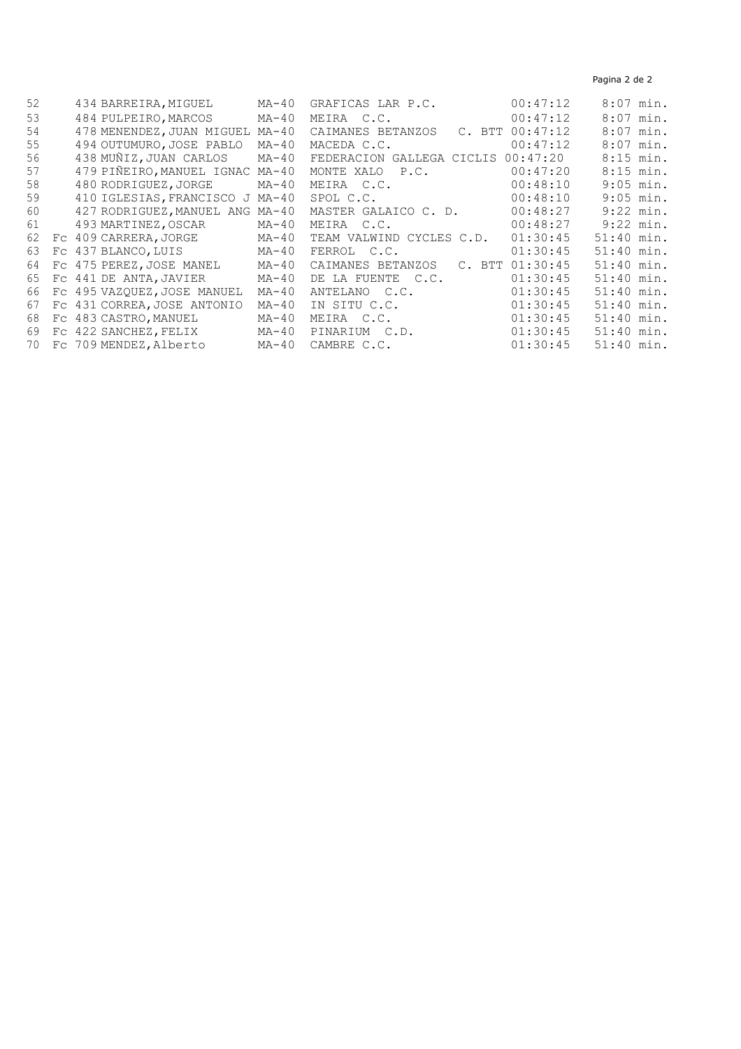| Pos. | | Dorsal | Nombre | Cat. | Equipo | Tiempo | Diferencia |
|---|---|---|---|---|---|---|---|
| 52 | | 434 | BARREIRA,MIGUEL | MA-40 | GRAFICAS LAR P.C. | 00:47:12 | 8:07 min. |
| 53 | | 484 | PULPEIRO,MARCOS | MA-40 | MEIRA C.C. | 00:47:12 | 8:07 min. |
| 54 | | 478 | MENENDEZ,JUAN MIGUEL | MA-40 | CAIMANES BETANZOS C. BTT | 00:47:12 | 8:07 min. |
| 55 | | 494 | OUTUMURO,JOSE PABLO | MA-40 | MACEDA C.C. | 00:47:12 | 8:07 min. |
| 56 | | 438 | MUÑIZ,JUAN CARLOS | MA-40 | FEDERACION GALLEGA CICLIS | 00:47:20 | 8:15 min. |
| 57 | | 479 | PIÑEIRO,MANUEL IGNAC | MA-40 | MONTE XALO P.C. | 00:47:20 | 8:15 min. |
| 58 | | 480 | RODRIGUEZ,JORGE | MA-40 | MEIRA C.C. | 00:48:10 | 9:05 min. |
| 59 | | 410 | IGLESIAS,FRANCISCO J | MA-40 | SPOL C.C. | 00:48:10 | 9:05 min. |
| 60 | | 427 | RODRIGUEZ,MANUEL ANG | MA-40 | MASTER GALAICO C. D. | 00:48:27 | 9:22 min. |
| 61 | | 493 | MARTINEZ,OSCAR | MA-40 | MEIRA C.C. | 00:48:27 | 9:22 min. |
| 62 | Fc | 409 | CARRERA,JORGE | MA-40 | TEAM VALWIND CYCLES C.D. | 01:30:45 | 51:40 min. |
| 63 | Fc | 437 | BLANCO,LUIS | MA-40 | FERROL C.C. | 01:30:45 | 51:40 min. |
| 64 | Fc | 475 | PEREZ,JOSE MANEL | MA-40 | CAIMANES BETANZOS C. BTT | 01:30:45 | 51:40 min. |
| 65 | Fc | 441 | DE ANTA,JAVIER | MA-40 | DE LA FUENTE C.C. | 01:30:45 | 51:40 min. |
| 66 | Fc | 495 | VAZQUEZ,JOSE MANUEL | MA-40 | ANTELANO C.C. | 01:30:45 | 51:40 min. |
| 67 | Fc | 431 | CORREA,JOSE ANTONIO | MA-40 | IN SITU C.C. | 01:30:45 | 51:40 min. |
| 68 | Fc | 483 | CASTRO,MANUEL | MA-40 | MEIRA C.C. | 01:30:45 | 51:40 min. |
| 69 | Fc | 422 | SANCHEZ,FELIX | MA-40 | PINARIUM C.D. | 01:30:45 | 51:40 min. |
| 70 | Fc | 709 | MENDEZ,Alberto | MA-40 | CAMBRE C.C. | 01:30:45 | 51:40 min. |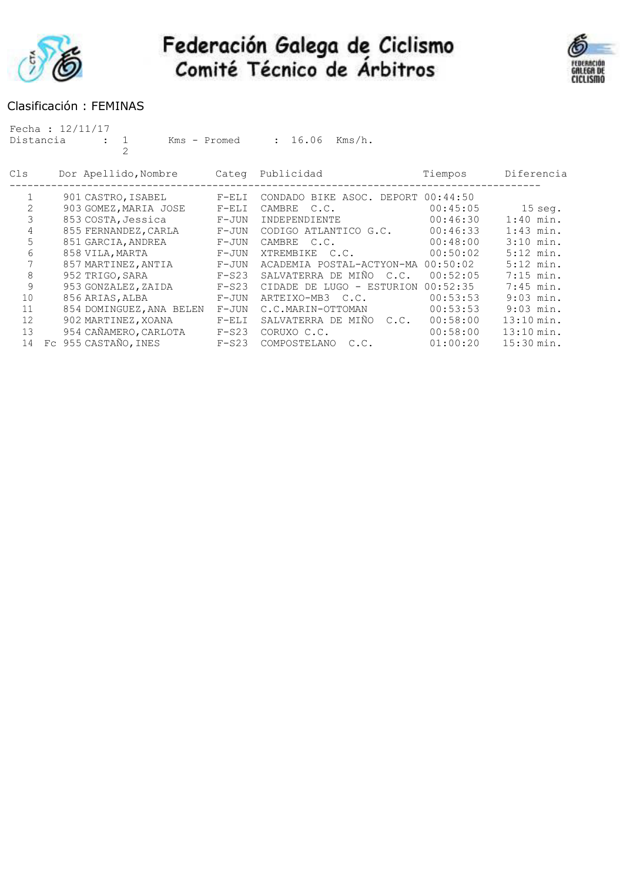# Federación Galega de Ciclismo
## Comité Técnico de Árbitros

Clasificación : FEMINAS

Fecha : 12/11/17
Distancia : 12 Kms - Promed : 16.06 Kms/h.

| Cls | | Dor | Apellido,Nombre | Categ | Publicidad | Tiempos | Diferencia |
|---|---|---|---|---|---|---|---|
| 1 | | 901 | CASTRO,ISABEL | F-ELI | CONDADO BIKE ASOC. DEPORT | 00:44:50 | |
| 2 | | 903 | GOMEZ,MARIA JOSE | F-ELI | CAMBRE C.C. | 00:45:05 | 15 seg. |
| 3 | | 853 | COSTA,Jessica | F-JUN | INDEPENDIENTE | 00:46:30 | 1:40 min. |
| 4 | | 855 | FERNANDEZ,CARLA | F-JUN | CODIGO ATLANTICO G.C. | 00:46:33 | 1:43 min. |
| 5 | | 851 | GARCIA,ANDREA | F-JUN | CAMBRE C.C. | 00:48:00 | 3:10 min. |
| 6 | | 858 | VILA,MARTA | F-JUN | XTREMBIKE C.C. | 00:50:02 | 5:12 min. |
| 7 | | 857 | MARTINEZ,ANTIA | F-JUN | ACADEMIA POSTAL-ACTYON-MA | 00:50:02 | 5:12 min. |
| 8 | | 952 | TRIGO,SARA | F-S23 | SALVATERRA DE MIÑO C.C. | 00:52:05 | 7:15 min. |
| 9 | | 953 | GONZALEZ,ZAIDA | F-S23 | CIDADE DE LUGO - ESTURION | 00:52:35 | 7:45 min. |
| 10 | | 856 | ARIAS,ALBA | F-JUN | ARTEIXO-MB3 C.C. | 00:53:53 | 9:03 min. |
| 11 | | 854 | DOMINGUEZ,ANA BELEN | F-JUN | C.C.MARIN-OTTOMAN | 00:53:53 | 9:03 min. |
| 12 | | 902 | MARTINEZ,XOANA | F-ELI | SALVATERRA DE MIÑO C.C. | 00:58:00 | 13:10 min. |
| 13 | | 954 | CAÑAMERO,CARLOTA | F-S23 | CORUXO C.C. | 00:58:00 | 13:10 min. |
| 14 | Fc | 955 | CASTAÑO,INES | F-S23 | COMPOSTELANO C.C. | 01:00:20 | 15:30 min. |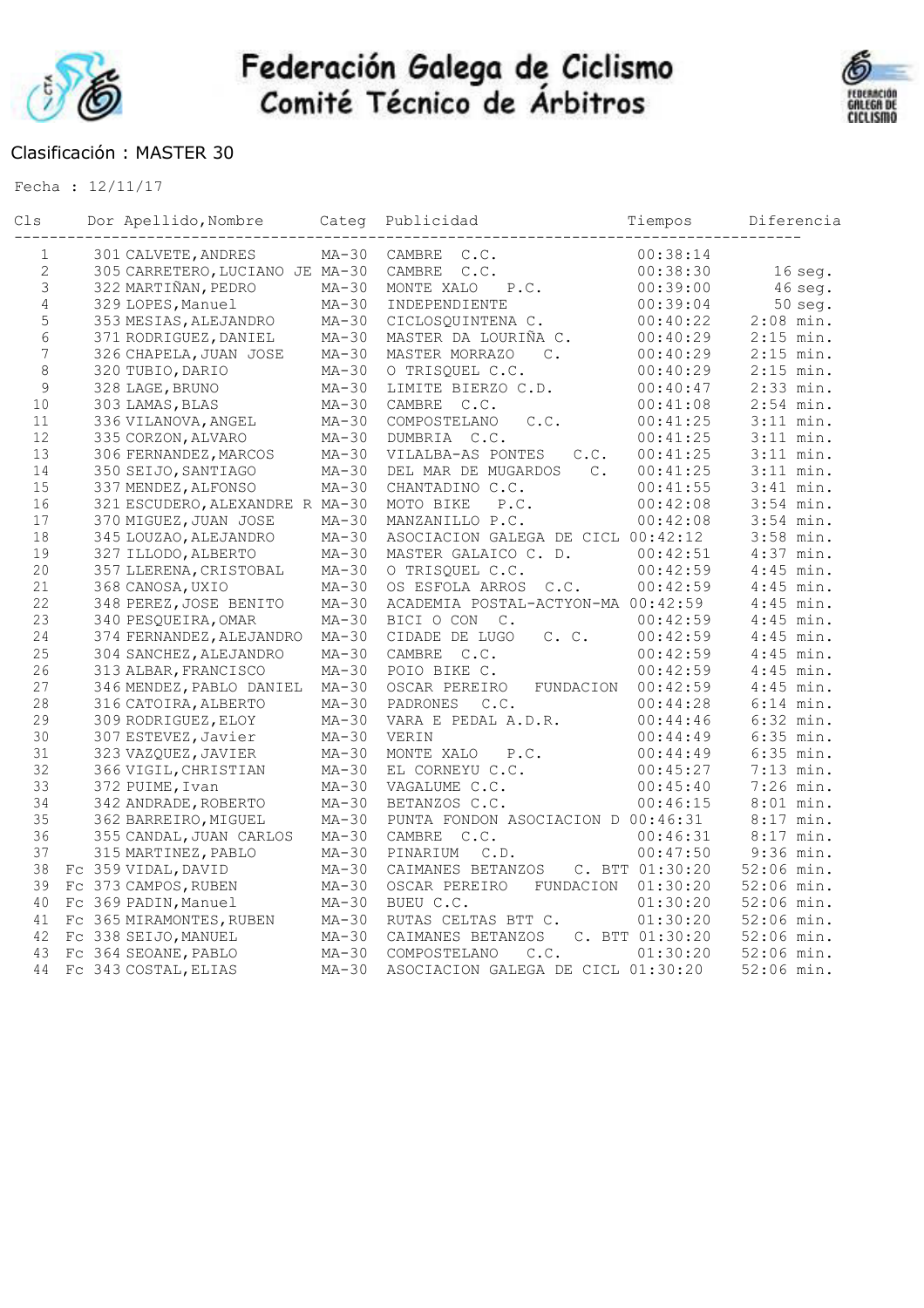# Federación Galega de Ciclismo
## Comité Técnico de Árbitros

Clasificación : MASTER 30

Fecha : 12/11/17

| Cls | | Dor | Apellido,Nombre | Categ | Publicidad | Tiempos | Diferencia |
|---|---|---|---|---|---|---|---|
| 1 | | 301 | CALVETE,ANDRES | MA-30 | CAMBRE C.C. | 00:38:14 | |
| 2 | | 305 | CARRETERO,LUCIANO JE | MA-30 | CAMBRE C.C. | 00:38:30 | 16 seg. |
| 3 | | 322 | MARTIÑAN,PEDRO | MA-30 | MONTE XALO P.C. | 00:39:00 | 46 seg. |
| 4 | | 329 | LOPES,Manuel | MA-30 | INDEPENDIENTE | 00:39:04 | 50 seg. |
| 5 | | 353 | MESIAS,ALEJANDRO | MA-30 | CICLOSQUINTENA C. | 00:40:22 | 2:08 min. |
| 6 | | 371 | RODRIGUEZ,DANIEL | MA-30 | MASTER DA LOURIÑA C. | 00:40:29 | 2:15 min. |
| 7 | | 326 | CHAPELA,JUAN JOSE | MA-30 | MASTER MORRAZO C. | 00:40:29 | 2:15 min. |
| 8 | | 320 | TUBIO,DARIO | MA-30 | O TRISQUEL C.C. | 00:40:29 | 2:15 min. |
| 9 | | 328 | LAGE,BRUNO | MA-30 | LIMITE BIERZO C.D. | 00:40:47 | 2:33 min. |
| 10 | | 303 | LAMAS,BLAS | MA-30 | CAMBRE C.C. | 00:41:08 | 2:54 min. |
| 11 | | 336 | VILANOVA,ANGEL | MA-30 | COMPOSTELANO C.C. | 00:41:25 | 3:11 min. |
| 12 | | 335 | CORZON,ALVARO | MA-30 | DUMBRIA C.C. | 00:41:25 | 3:11 min. |
| 13 | | 306 | FERNANDEZ,MARCOS | MA-30 | VILALBA-AS PONTES C.C. | 00:41:25 | 3:11 min. |
| 14 | | 350 | SEIJO,SANTIAGO | MA-30 | DEL MAR DE MUGARDOS C. | 00:41:25 | 3:11 min. |
| 15 | | 337 | MENDEZ,ALFONSO | MA-30 | CHANTADINO C.C. | 00:41:55 | 3:41 min. |
| 16 | | 321 | ESCUDERO,ALEXANDRE R | MA-30 | MOTO BIKE P.C. | 00:42:08 | 3:54 min. |
| 17 | | 370 | MIGUEZ,JUAN JOSE | MA-30 | MANZANILLO P.C. | 00:42:08 | 3:54 min. |
| 18 | | 345 | LOUZAO,ALEJANDRO | MA-30 | ASOCIACION GALEGA DE CICL | 00:42:12 | 3:58 min. |
| 19 | | 327 | ILLODO,ALBERTO | MA-30 | MASTER GALAICO C. D. | 00:42:51 | 4:37 min. |
| 20 | | 357 | LLERENA,CRISTOBAL | MA-30 | O TRISQUEL C.C. | 00:42:59 | 4:45 min. |
| 21 | | 368 | CANOSA,UXIO | MA-30 | OS ESFOLA ARROS C.C. | 00:42:59 | 4:45 min. |
| 22 | | 348 | PEREZ,JOSE BENITO | MA-30 | ACADEMIA POSTAL-ACTYON-MA | 00:42:59 | 4:45 min. |
| 23 | | 340 | PESQUEIRA,OMAR | MA-30 | BICI O CON C. | 00:42:59 | 4:45 min. |
| 24 | | 374 | FERNANDEZ,ALEJANDRO | MA-30 | CIDADE DE LUGO C. C. | 00:42:59 | 4:45 min. |
| 25 | | 304 | SANCHEZ,ALEJANDRO | MA-30 | CAMBRE C.C. | 00:42:59 | 4:45 min. |
| 26 | | 313 | ALBAR,FRANCISCO | MA-30 | POIO BIKE C. | 00:42:59 | 4:45 min. |
| 27 | | 346 | MENDEZ,PABLO DANIEL | MA-30 | OSCAR PEREIRO FUNDACION | 00:42:59 | 4:45 min. |
| 28 | | 316 | CATOIRA,ALBERTO | MA-30 | PADRONES C.C. | 00:44:28 | 6:14 min. |
| 29 | | 309 | RODRIGUEZ,ELOY | MA-30 | VARA E PEDAL A.D.R. | 00:44:46 | 6:32 min. |
| 30 | | 307 | ESTEVEZ,Javier | MA-30 | VERIN | 00:44:49 | 6:35 min. |
| 31 | | 323 | VAZQUEZ,JAVIER | MA-30 | MONTE XALO P.C. | 00:44:49 | 6:35 min. |
| 32 | | 366 | VIGIL,CHRISTIAN | MA-30 | EL CORNEYU C.C. | 00:45:27 | 7:13 min. |
| 33 | | 372 | PUIME,Ivan | MA-30 | VAGALUME C.C. | 00:45:40 | 7:26 min. |
| 34 | | 342 | ANDRADE,ROBERTO | MA-30 | BETANZOS C.C. | 00:46:15 | 8:01 min. |
| 35 | | 362 | BARREIRO,MIGUEL | MA-30 | PUNTA FONDON ASOCIACION D | 00:46:31 | 8:17 min. |
| 36 | | 355 | CANDAL,JUAN CARLOS | MA-30 | CAMBRE C.C. | 00:46:31 | 8:17 min. |
| 37 | | 315 | MARTINEZ,PABLO | MA-30 | PINARIUM C.D. | 00:47:50 | 9:36 min. |
| 38 | Fc | 359 | VIDAL,DAVID | MA-30 | CAIMANES BETANZOS C. BTT | 01:30:20 | 52:06 min. |
| 39 | Fc | 373 | CAMPOS,RUBEN | MA-30 | OSCAR PEREIRO FUNDACION | 01:30:20 | 52:06 min. |
| 40 | Fc | 369 | PADIN,Manuel | MA-30 | BUEU C.C. | 01:30:20 | 52:06 min. |
| 41 | Fc | 365 | MIRAMONTES,RUBEN | MA-30 | RUTAS CELTAS BTT C. | 01:30:20 | 52:06 min. |
| 42 | Fc | 338 | SEIJO,MANUEL | MA-30 | CAIMANES BETANZOS C. BTT | 01:30:20 | 52:06 min. |
| 43 | Fc | 364 | SEOANE,PABLO | MA-30 | COMPOSTELANO C.C. | 01:30:20 | 52:06 min. |
| 44 | Fc | 343 | COSTAL,ELIAS | MA-30 | ASOCIACION GALEGA DE CICL | 01:30:20 | 52:06 min. |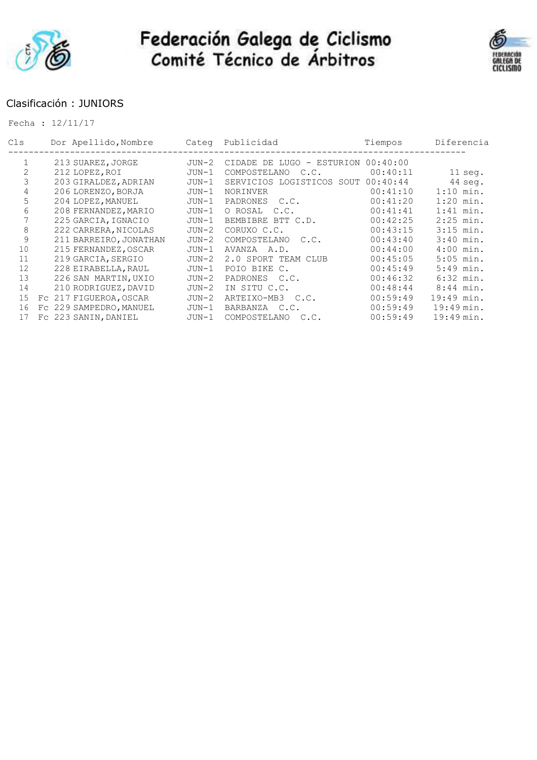# Federación Galega de Ciclismo
## Comité Técnico de Árbitros

Clasificación : JUNIORS

Fecha : 12/11/17

| Cls | | Dor | Apellido,Nombre | Categ | Publicidad | Tiempos | Diferencia |
|---|---|---|---|---|---|---|---|
| 1 | | 213 | SUAREZ,JORGE | JUN-2 | CIDADE DE LUGO - ESTURION | 00:40:00 | |
| 2 | | 212 | LOPEZ,ROI | JUN-1 | COMPOSTELANO C.C. | 00:40:11 | 11 seg. |
| 3 | | 203 | GIRALDEZ,ADRIAN | JUN-1 | SERVICIOS LOGISTICOS SOUT | 00:40:44 | 44 seg. |
| 4 | | 206 | LORENZO,BORJA | JUN-1 | NORINVER | 00:41:10 | 1:10 min. |
| 5 | | 204 | LOPEZ,MANUEL | JUN-1 | PADRONES C.C. | 00:41:20 | 1:20 min. |
| 6 | | 208 | FERNANDEZ,MARIO | JUN-1 | O ROSAL C.C. | 00:41:41 | 1:41 min. |
| 7 | | 225 | GARCIA,IGNACIO | JUN-1 | BEMBIBRE BTT C.D. | 00:42:25 | 2:25 min. |
| 8 | | 222 | CARRERA,NICOLAS | JUN-2 | CORUXO C.C. | 00:43:15 | 3:15 min. |
| 9 | | 211 | BARREIRO,JONATHAN | JUN-2 | COMPOSTELANO C.C. | 00:43:40 | 3:40 min. |
| 10 | | 215 | FERNANDEZ,OSCAR | JUN-1 | AVANZA A.D. | 00:44:00 | 4:00 min. |
| 11 | | 219 | GARCIA,SERGIO | JUN-2 | 2.0 SPORT TEAM CLUB | 00:45:05 | 5:05 min. |
| 12 | | 228 | EIRABELLA,RAUL | JUN-1 | POIO BIKE C. | 00:45:49 | 5:49 min. |
| 13 | | 226 | SAN MARTIN,UXIO | JUN-2 | PADRONES C.C. | 00:46:32 | 6:32 min. |
| 14 | | 210 | RODRIGUEZ,DAVID | JUN-2 | IN SITU C.C. | 00:48:44 | 8:44 min. |
| 15 | Fc | 217 | FIGUEROA,OSCAR | JUN-2 | ARTEIXO-MB3 C.C. | 00:59:49 | 19:49 min. |
| 16 | Fc | 229 | SAMPEDRO,MANUEL | JUN-1 | BARBANZA C.C. | 00:59:49 | 19:49 min. |
| 17 | Fc | 223 | SANIN,DANIEL | JUN-1 | COMPOSTELANO C.C. | 00:59:49 | 19:49 min. |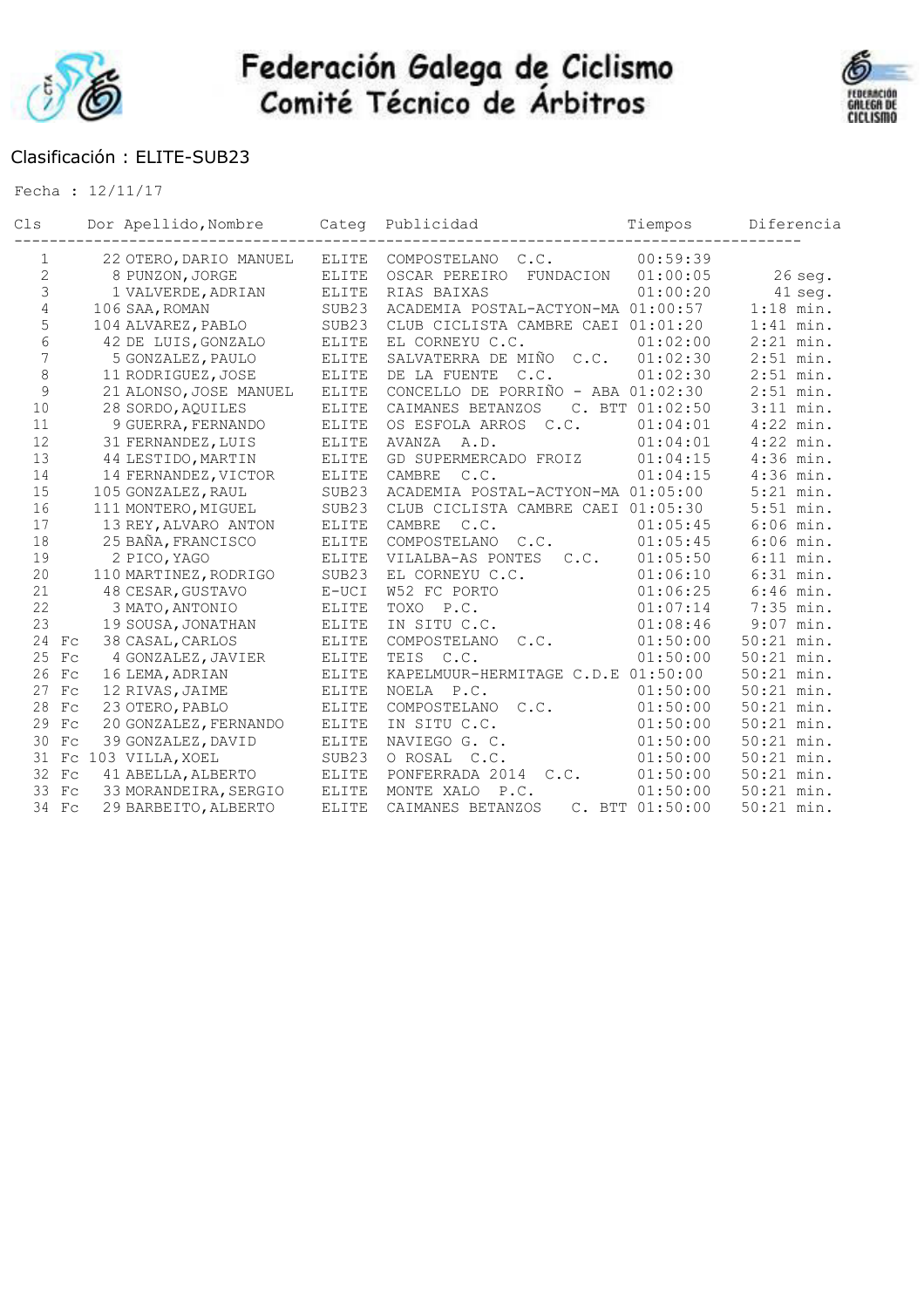# Federación Galega de Ciclismo
## Comité Técnico de Árbitros

Clasificación : ELITE-SUB23

Fecha : 12/11/17

| Cls | | Dor | Apellido,Nombre | Categ | Publicidad | Tiempos | Diferencia |
|---|---|---|---|---|---|---|---|
| 1 | | 22 | OTERO,DARIO MANUEL | ELITE | COMPOSTELANO C.C. | 00:59:39 | |
| 2 | | 8 | PUNZON,JORGE | ELITE | OSCAR PEREIRO FUNDACION | 01:00:05 | 26 seg. |
| 3 | | 1 | VALVERDE,ADRIAN | ELITE | RIAS BAIXAS | 01:00:20 | 41 seg. |
| 4 | | 106 | SAA,ROMAN | SUB23 | ACADEMIA POSTAL-ACTYON-MA | 01:00:57 | 1:18 min. |
| 5 | | 104 | ALVAREZ,PABLO | SUB23 | CLUB CICLISTA CAMBRE CAEI | 01:01:20 | 1:41 min. |
| 6 | | 42 | DE LUIS,GONZALO | ELITE | EL CORNEYU C.C. | 01:02:00 | 2:21 min. |
| 7 | | 5 | GONZALEZ,PAULO | ELITE | SALVATERRA DE MIÑO C.C. | 01:02:30 | 2:51 min. |
| 8 | | 11 | RODRIGUEZ,JOSE | ELITE | DE LA FUENTE C.C. | 01:02:30 | 2:51 min. |
| 9 | | 21 | ALONSO,JOSE MANUEL | ELITE | CONCELLO DE PORRIÑO - ABA | 01:02:30 | 2:51 min. |
| 10 | | 28 | SORDO,AQUILES | ELITE | CAIMANES BETANZOS C. BTT | 01:02:50 | 3:11 min. |
| 11 | | 9 | GUERRA,FERNANDO | ELITE | OS ESFOLA ARROS C.C. | 01:04:01 | 4:22 min. |
| 12 | | 31 | FERNANDEZ,LUIS | ELITE | AVANZA A.D. | 01:04:01 | 4:22 min. |
| 13 | | 44 | LESTIDO,MARTIN | ELITE | GD SUPERMERCADO FROIZ | 01:04:15 | 4:36 min. |
| 14 | | 14 | FERNANDEZ,VICTOR | ELITE | CAMBRE C.C. | 01:04:15 | 4:36 min. |
| 15 | | 105 | GONZALEZ,RAUL | SUB23 | ACADEMIA POSTAL-ACTYON-MA | 01:05:00 | 5:21 min. |
| 16 | | 111 | MONTERO,MIGUEL | SUB23 | CLUB CICLISTA CAMBRE CAEI | 01:05:30 | 5:51 min. |
| 17 | | 13 | REY,ALVARO ANTON | ELITE | CAMBRE C.C. | 01:05:45 | 6:06 min. |
| 18 | | 25 | BAÑA,FRANCISCO | ELITE | COMPOSTELANO C.C. | 01:05:45 | 6:06 min. |
| 19 | | 2 | PICO,YAGO | ELITE | VILALBA-AS PONTES C.C. | 01:05:50 | 6:11 min. |
| 20 | | 110 | MARTINEZ,RODRIGO | SUB23 | EL CORNEYU C.C. | 01:06:10 | 6:31 min. |
| 21 | | 48 | CESAR,GUSTAVO | E-UCI | W52 FC PORTO | 01:06:25 | 6:46 min. |
| 22 | | 3 | MATO,ANTONIO | ELITE | TOXO P.C. | 01:07:14 | 7:35 min. |
| 23 | | 19 | SOUSA,JONATHAN | ELITE | IN SITU C.C. | 01:08:46 | 9:07 min. |
| 24 | Fc | 38 | CASAL,CARLOS | ELITE | COMPOSTELANO C.C. | 01:50:00 | 50:21 min. |
| 25 | Fc | 4 | GONZALEZ,JAVIER | ELITE | TEIS C.C. | 01:50:00 | 50:21 min. |
| 26 | Fc | 16 | LEMA,ADRIAN | ELITE | KAPELMUUR-HERMITAGE C.D.E | 01:50:00 | 50:21 min. |
| 27 | Fc | 12 | RIVAS,JAIME | ELITE | NOELA P.C. | 01:50:00 | 50:21 min. |
| 28 | Fc | 23 | OTERO,PABLO | ELITE | COMPOSTELANO C.C. | 01:50:00 | 50:21 min. |
| 29 | Fc | 20 | GONZALEZ,FERNANDO | ELITE | IN SITU C.C. | 01:50:00 | 50:21 min. |
| 30 | Fc | 39 | GONZALEZ,DAVID | ELITE | NAVIEGO G. C. | 01:50:00 | 50:21 min. |
| 31 | Fc | 103 | VILLA,XOEL | SUB23 | O ROSAL C.C. | 01:50:00 | 50:21 min. |
| 32 | Fc | 41 | ABELLA,ALBERTO | ELITE | PONFERRADA 2014 C.C. | 01:50:00 | 50:21 min. |
| 33 | Fc | 33 | MORANDEIRA,SERGIO | ELITE | MONTE XALO P.C. | 01:50:00 | 50:21 min. |
| 34 | Fc | 29 | BARBEITO,ALBERTO | ELITE | CAIMANES BETANZOS C. BTT | 01:50:00 | 50:21 min. |